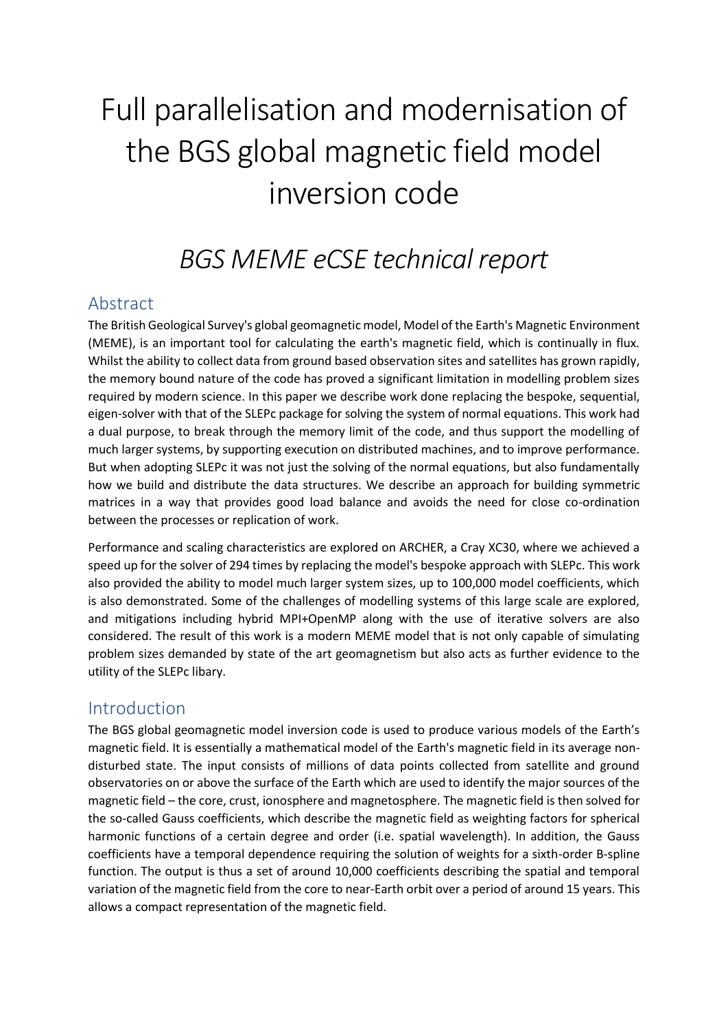# Full parallelisation and modernisation of the BGS global magnetic field model inversion code

## *BGS MEME eCSE technical report*

## Abstract

The British Geological Survey's global geomagnetic model, Model of the Earth's Magnetic Environment (MEME), is an important tool for calculating the earth's magnetic field, which is continually in flux. Whilst the ability to collect data from ground based observation sites and satellites has grown rapidly, the memory bound nature of the code has proved a significant limitation in modelling problem sizes required by modern science. In this paper we describe work done replacing the bespoke, sequential, eigen-solver with that of the SLEPc package for solving the system of normal equations. This work had a dual purpose, to break through the memory limit of the code, and thus support the modelling of much larger systems, by supporting execution on distributed machines, and to improve performance. But when adopting SLEPc it was not just the solving of the normal equations, but also fundamentally how we build and distribute the data structures. We describe an approach for building symmetric matrices in a way that provides good load balance and avoids the need for close co-ordination between the processes or replication of work.

Performance and scaling characteristics are explored on ARCHER, a Cray XC30, where we achieved a speed up for the solver of 294 times by replacing the model's bespoke approach with SLEPc. This work also provided the ability to model much larger system sizes, up to 100,000 model coefficients, which is also demonstrated. Some of the challenges of modelling systems of this large scale are explored, and mitigations including hybrid MPI+OpenMP along with the use of iterative solvers are also considered. The result of this work is a modern MEME model that is not only capable of simulating problem sizes demanded by state of the art geomagnetism but also acts as further evidence to the utility of the SLEPc libary.

## Introduction

The BGS global geomagnetic model inversion code is used to produce various models of the Earth's magnetic field. It is essentially a mathematical model of the Earth's magnetic field in its average non-disturbed state. The input consists of millions of data points collected from satellite and ground observatories on or above the surface of the Earth which are used to identify the major sources of the magnetic field – the core, crust, ionosphere and magnetosphere. The magnetic field is then solved for the so-called Gauss coefficients, which describe the magnetic field as weighting factors for spherical harmonic functions of a certain degree and order (i.e. spatial wavelength). In addition, the Gauss coefficients have a temporal dependence requiring the solution of weights for a sixth-order B-spline function. The output is thus a set of around 10,000 coefficients describing the spatial and temporal variation of the magnetic field from the core to near-Earth orbit over a period of around 15 years. This allows a compact representation of the magnetic field.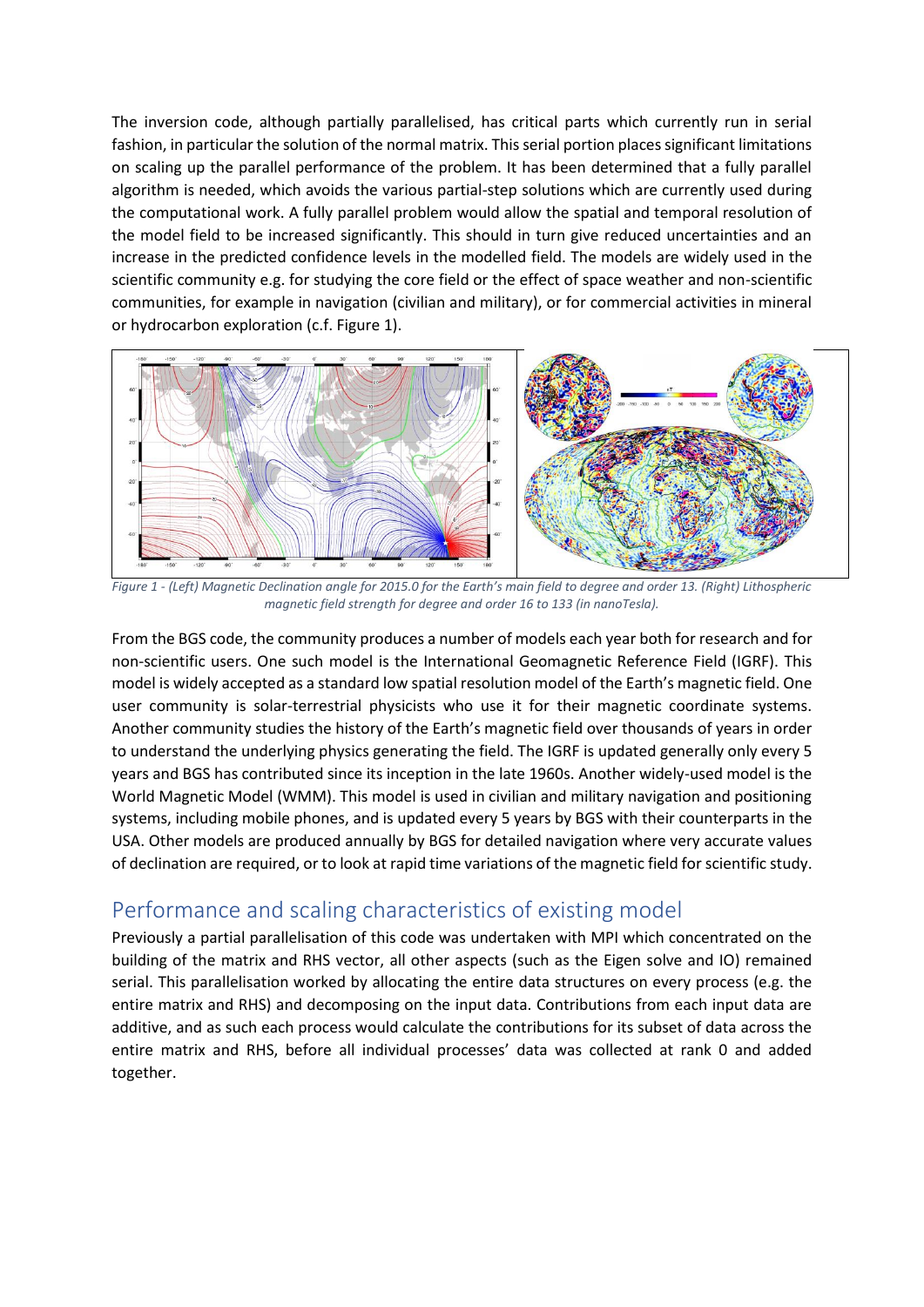The inversion code, although partially parallelised, has critical parts which currently run in serial fashion, in particular the solution of the normal matrix. This serial portion places significant limitations on scaling up the parallel performance of the problem. It has been determined that a fully parallel algorithm is needed, which avoids the various partial-step solutions which are currently used during the computational work. A fully parallel problem would allow the spatial and temporal resolution of the model field to be increased significantly. This should in turn give reduced uncertainties and an increase in the predicted confidence levels in the modelled field. The models are widely used in the scientific community e.g. for studying the core field or the effect of space weather and non-scientific communities, for example in navigation (civilian and military), or for commercial activities in mineral or hydrocarbon exploration (c.f. Figure 1).

*Figure 1 - (Left) Magnetic Declination angle for 2015.0 for the Earth's main field to degree and order 13. (Right) Lithospheric magnetic field strength for degree and order 16 to 133 (in nanoTesla).*

From the BGS code, the community produces a number of models each year both for research and for non-scientific users. One such model is the International Geomagnetic Reference Field (IGRF). This model is widely accepted as a standard low spatial resolution model of the Earth's magnetic field. One user community is solar-terrestrial physicists who use it for their magnetic coordinate systems. Another community studies the history of the Earth's magnetic field over thousands of years in order to understand the underlying physics generating the field. The IGRF is updated generally only every 5 years and BGS has contributed since its inception in the late 1960s. Another widely-used model is the World Magnetic Model (WMM). This model is used in civilian and military navigation and positioning systems, including mobile phones, and is updated every 5 years by BGS with their counterparts in the USA. Other models are produced annually by BGS for detailed navigation where very accurate values of declination are required, or to look at rapid time variations of the magnetic field for scientific study.

## Performance and scaling characteristics of existing model

Previously a partial parallelisation of this code was undertaken with MPI which concentrated on the building of the matrix and RHS vector, all other aspects (such as the Eigen solve and IO) remained serial. This parallelisation worked by allocating the entire data structures on every process (e.g. the entire matrix and RHS) and decomposing on the input data. Contributions from each input data are additive, and as such each process would calculate the contributions for its subset of data across the entire matrix and RHS, before all individual processes' data was collected at rank 0 and added together.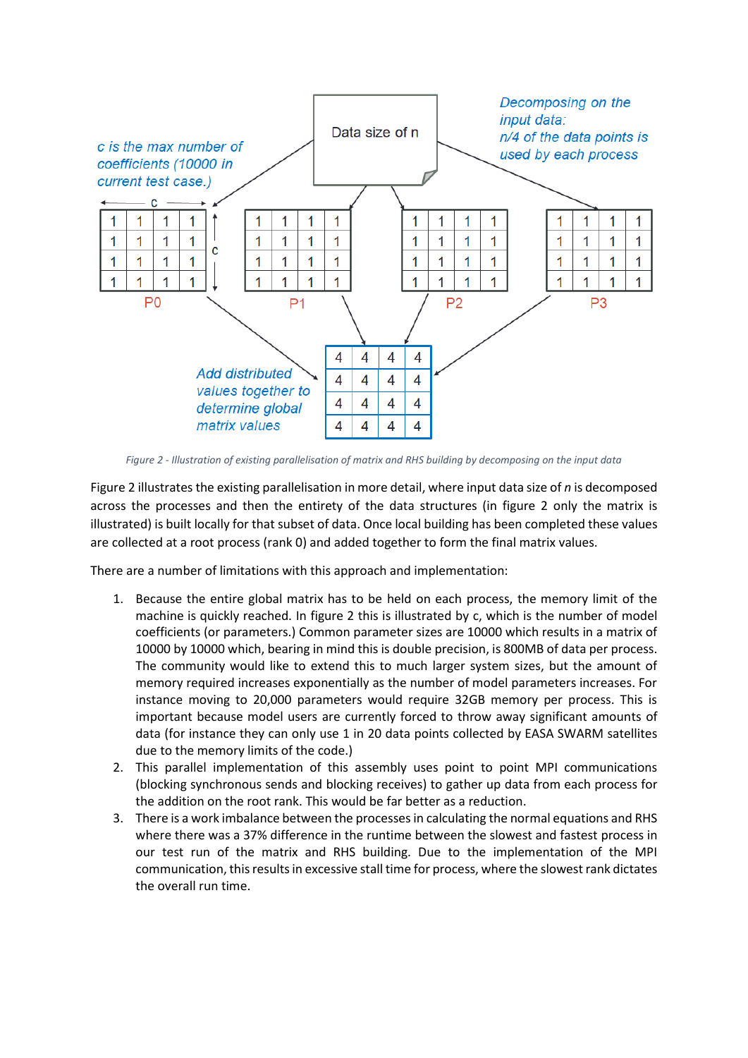Figure 2 - Illustration of existing parallelisation of matrix and RHS building by decomposing on the input data

Figure 2 illustrates the existing parallelisation in more detail, where input data size of *n* is decomposed across the processes and then the entirety of the data structures (in figure 2 only the matrix is illustrated) is built locally for that subset of data. Once local building has been completed these values are collected at a root process (rank 0) and added together to form the final matrix values.

There are a number of limitations with this approach and implementation:

1. Because the entire global matrix has to be held on each process, the memory limit of the machine is quickly reached. In figure 2 this is illustrated by c, which is the number of model coefficients (or parameters.) Common parameter sizes are 10000 which results in a matrix of 10000 by 10000 which, bearing in mind this is double precision, is 800MB of data per process. The community would like to extend this to much larger system sizes, but the amount of memory required increases exponentially as the number of model parameters increases. For instance moving to 20,000 parameters would require 32GB memory per process. This is important because model users are currently forced to throw away significant amounts of data (for instance they can only use 1 in 20 data points collected by EASA SWARM satellites due to the memory limits of the code.)
2. This parallel implementation of this assembly uses point to point MPI communications (blocking synchronous sends and blocking receives) to gather up data from each process for the addition on the root rank. This would be far better as a reduction.
3. There is a work imbalance between the processes in calculating the normal equations and RHS where there was a 37% difference in the runtime between the slowest and fastest process in our test run of the matrix and RHS building. Due to the implementation of the MPI communication, this results in excessive stall time for process, where the slowest rank dictates the overall run time.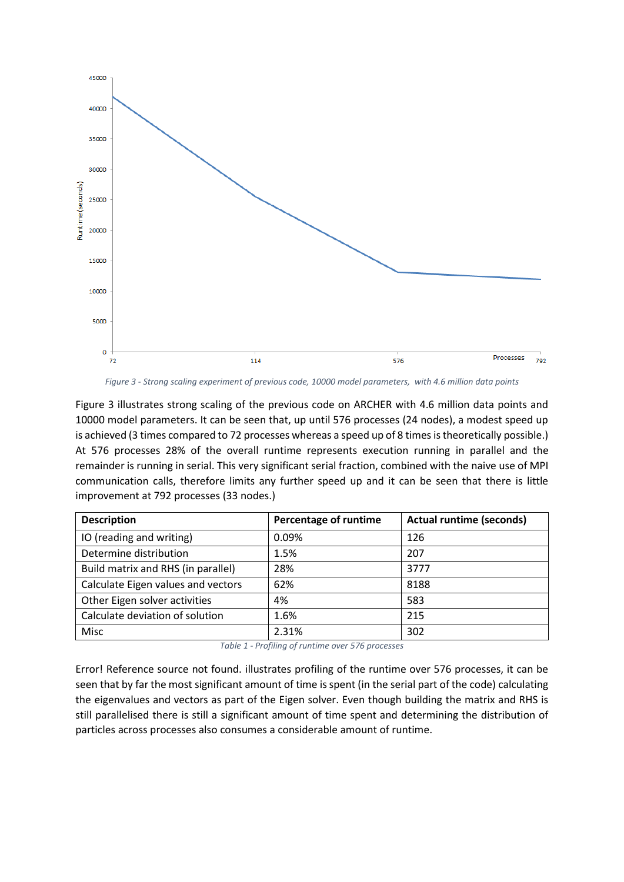*Figure 3 - Strong scaling experiment of previous code, 10000 model parameters, with 4.6 million data points*

Figure 3 illustrates strong scaling of the previous code on ARCHER with 4.6 million data points and 10000 model parameters. It can be seen that, up until 576 processes (24 nodes), a modest speed up is achieved (3 times compared to 72 processes whereas a speed up of 8 times is theoretically possible.) At 576 processes 28% of the overall runtime represents execution running in parallel and the remainder is running in serial. This very significant serial fraction, combined with the naive use of MPI communication calls, therefore limits any further speed up and it can be seen that there is little improvement at 792 processes (33 nodes.)

| Description | Percentage of runtime | Actual runtime (seconds) |
|---|---|---|
| IO (reading and writing) | 0.09% | 126 |
| Determine distribution | 1.5% | 207 |
| Build matrix and RHS (in parallel) | 28% | 3777 |
| Calculate Eigen values and vectors | 62% | 8188 |
| Other Eigen solver activities | 4% | 583 |
| Calculate deviation of solution | 1.6% | 215 |
| Misc | 2.31% | 302 |

*Table 1 - Profiling of runtime over 576 processes*

Error! Reference source not found. illustrates profiling of the runtime over 576 processes, it can be seen that by far the most significant amount of time is spent (in the serial part of the code) calculating the eigenvalues and vectors as part of the Eigen solver. Even though building the matrix and RHS is still parallelised there is still a significant amount of time spent and determining the distribution of particles across processes also consumes a considerable amount of runtime.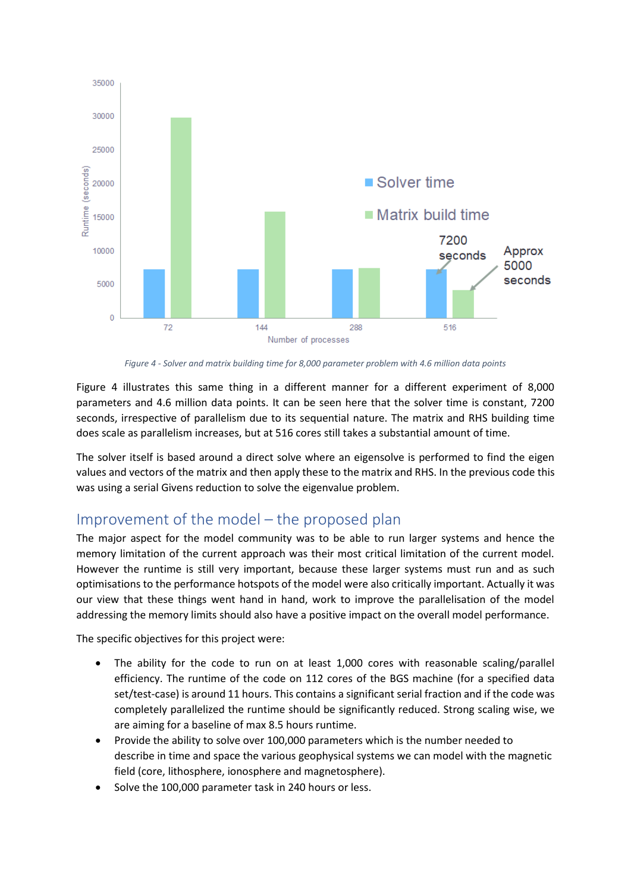*Figure 4 - Solver and matrix building time for 8,000 parameter problem with 4.6 million data points*

Figure 4 illustrates this same thing in a different manner for a different experiment of 8,000 parameters and 4.6 million data points. It can be seen here that the solver time is constant, 7200 seconds, irrespective of parallelism due to its sequential nature. The matrix and RHS building time does scale as parallelism increases, but at 516 cores still takes a substantial amount of time.

The solver itself is based around a direct solve where an eigensolve is performed to find the eigen values and vectors of the matrix and then apply these to the matrix and RHS. In the previous code this was using a serial Givens reduction to solve the eigenvalue problem.

## Improvement of the model – the proposed plan

The major aspect for the model community was to be able to run larger systems and hence the memory limitation of the current approach was their most critical limitation of the current model. However the runtime is still very important, because these larger systems must run and as such optimisations to the performance hotspots of the model were also critically important. Actually it was our view that these things went hand in hand, work to improve the parallelisation of the model addressing the memory limits should also have a positive impact on the overall model performance.

The specific objectives for this project were:

- The ability for the code to run on at least 1,000 cores with reasonable scaling/parallel efficiency. The runtime of the code on 112 cores of the BGS machine (for a specified data set/test-case) is around 11 hours. This contains a significant serial fraction and if the code was completely parallelized the runtime should be significantly reduced. Strong scaling wise, we are aiming for a baseline of max 8.5 hours runtime.
- Provide the ability to solve over 100,000 parameters which is the number needed to describe in time and space the various geophysical systems we can model with the magnetic field (core, lithosphere, ionosphere and magnetosphere).
- Solve the 100,000 parameter task in 240 hours or less.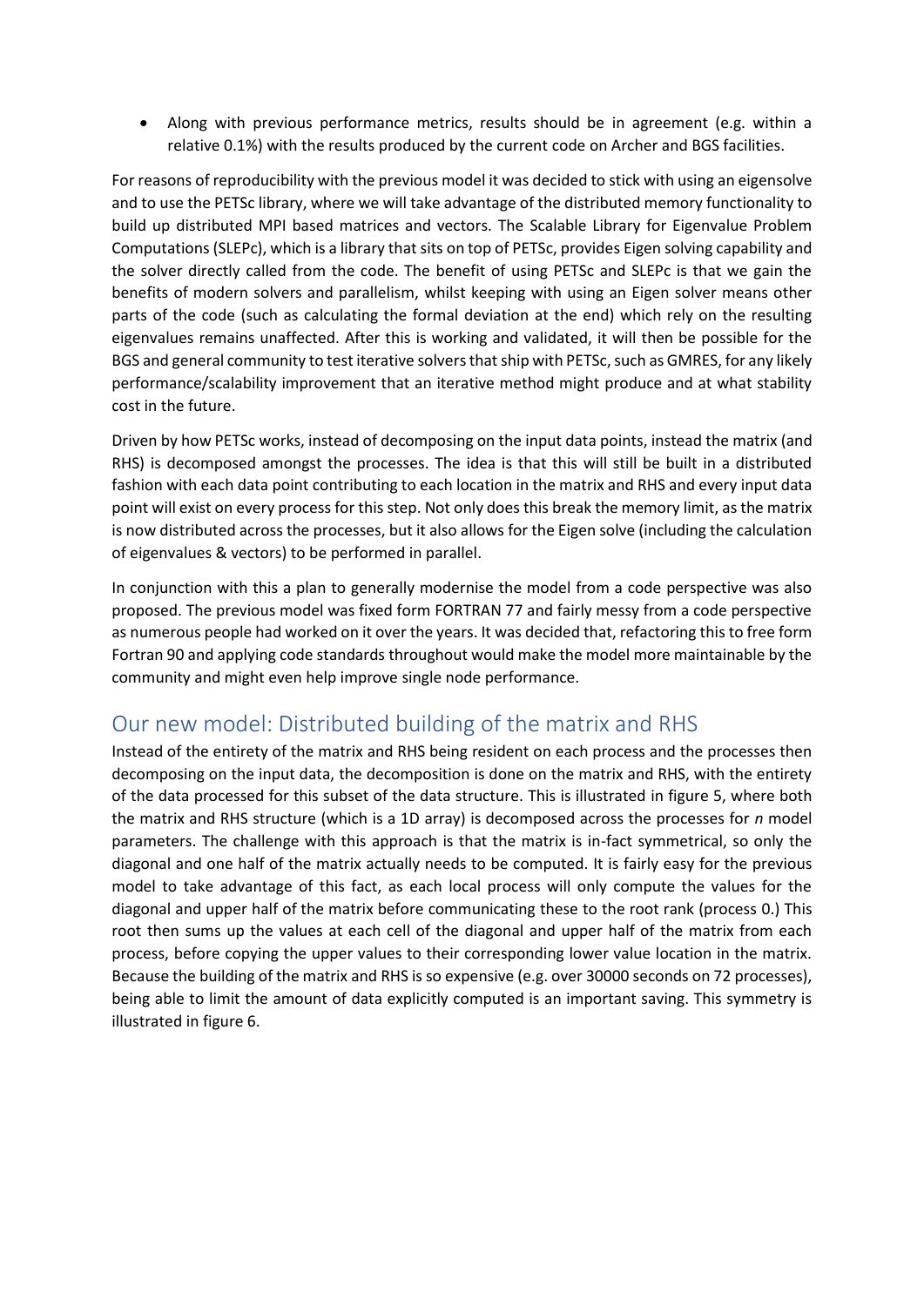- Along with previous performance metrics, results should be in agreement (e.g. within a relative 0.1%) with the results produced by the current code on Archer and BGS facilities.

For reasons of reproducibility with the previous model it was decided to stick with using an eigensolve and to use the PETSc library, where we will take advantage of the distributed memory functionality to build up distributed MPI based matrices and vectors. The Scalable Library for Eigenvalue Problem Computations (SLEPc), which is a library that sits on top of PETSc, provides Eigen solving capability and the solver directly called from the code. The benefit of using PETSc and SLEPc is that we gain the benefits of modern solvers and parallelism, whilst keeping with using an Eigen solver means other parts of the code (such as calculating the formal deviation at the end) which rely on the resulting eigenvalues remains unaffected. After this is working and validated, it will then be possible for the BGS and general community to test iterative solvers that ship with PETSc, such as GMRES, for any likely performance/scalability improvement that an iterative method might produce and at what stability cost in the future.

Driven by how PETSc works, instead of decomposing on the input data points, instead the matrix (and RHS) is decomposed amongst the processes. The idea is that this will still be built in a distributed fashion with each data point contributing to each location in the matrix and RHS and every input data point will exist on every process for this step. Not only does this break the memory limit, as the matrix is now distributed across the processes, but it also allows for the Eigen solve (including the calculation of eigenvalues & vectors) to be performed in parallel.

In conjunction with this a plan to generally modernise the model from a code perspective was also proposed. The previous model was fixed form FORTRAN 77 and fairly messy from a code perspective as numerous people had worked on it over the years. It was decided that, refactoring this to free form Fortran 90 and applying code standards throughout would make the model more maintainable by the community and might even help improve single node performance.

## Our new model: Distributed building of the matrix and RHS

Instead of the entirety of the matrix and RHS being resident on each process and the processes then decomposing on the input data, the decomposition is done on the matrix and RHS, with the entirety of the data processed for this subset of the data structure. This is illustrated in figure 5, where both the matrix and RHS structure (which is a 1D array) is decomposed across the processes for *n* model parameters. The challenge with this approach is that the matrix is in-fact symmetrical, so only the diagonal and one half of the matrix actually needs to be computed. It is fairly easy for the previous model to take advantage of this fact, as each local process will only compute the values for the diagonal and upper half of the matrix before communicating these to the root rank (process 0.) This root then sums up the values at each cell of the diagonal and upper half of the matrix from each process, before copying the upper values to their corresponding lower value location in the matrix. Because the building of the matrix and RHS is so expensive (e.g. over 30000 seconds on 72 processes), being able to limit the amount of data explicitly computed is an important saving. This symmetry is illustrated in figure 6.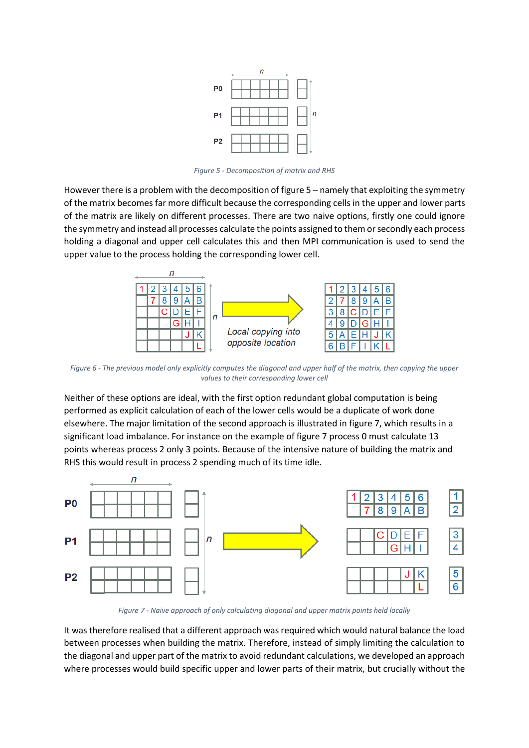Figure 5 - Decomposition of matrix and RHS

However there is a problem with the decomposition of figure 5 – namely that exploiting the symmetry of the matrix becomes far more difficult because the corresponding cells in the upper and lower parts of the matrix are likely on different processes. There are two naive options, firstly one could ignore the symmetry and instead all processes calculate the points assigned to them or secondly each process holding a diagonal and upper cell calculates this and then MPI communication is used to send the upper value to the process holding the corresponding lower cell.

Figure 6 - The previous model only explicitly computes the diagonal and upper half of the matrix, then copying the upper values to their corresponding lower cell

Neither of these options are ideal, with the first option redundant global computation is being performed as explicit calculation of each of the lower cells would be a duplicate of work done elsewhere. The major limitation of the second approach is illustrated in figure 7, which results in a significant load imbalance. For instance on the example of figure 7 process 0 must calculate 13 points whereas process 2 only 3 points. Because of the intensive nature of building the matrix and RHS this would result in process 2 spending much of its time idle.

Figure 7 - Naive approach of only calculating diagonal and upper matrix points held locally

It was therefore realised that a different approach was required which would natural balance the load between processes when building the matrix. Therefore, instead of simply limiting the calculation to the diagonal and upper part of the matrix to avoid redundant calculations, we developed an approach where processes would build specific upper and lower parts of their matrix, but crucially without the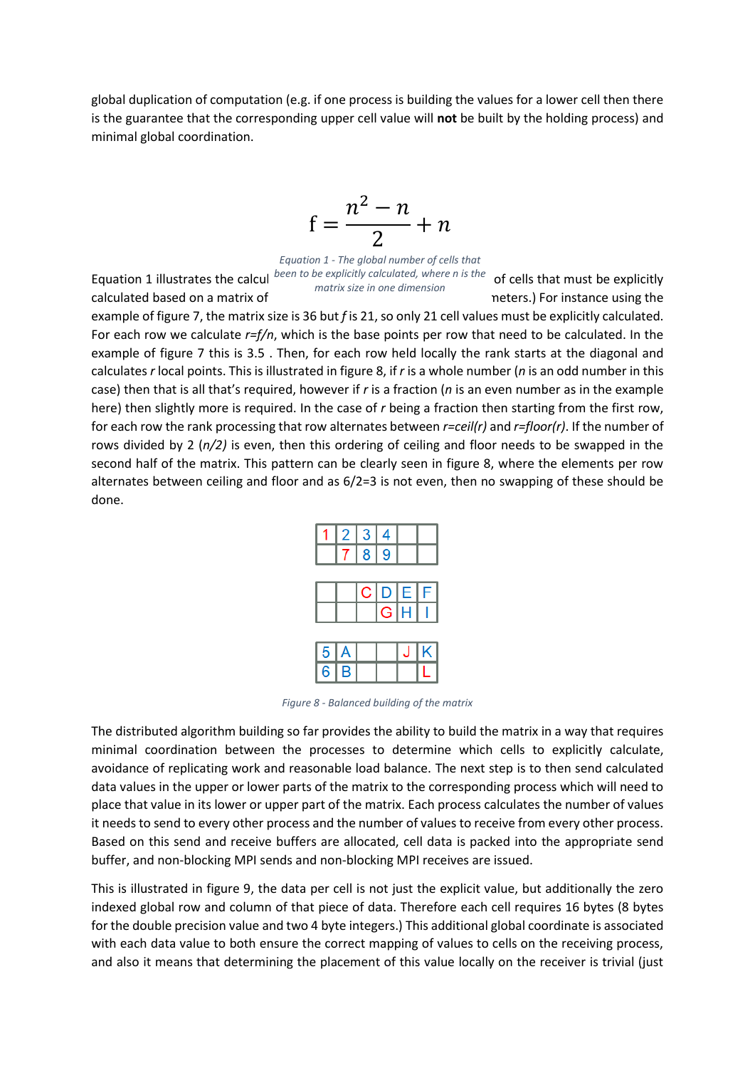global duplication of computation (e.g. if one process is building the values for a lower cell then there is the guarantee that the corresponding upper cell value will **not** be built by the holding process) and minimal global coordination.

$$f = \frac{n^2 - n}{2} + n$$

*Equation 1 - The global number of cells that been to be explicitly calculated, where n is the matrix size in one dimension*

Equation 1 illustrates the calcul of cells that must be explicitly calculated based on a matrix of neters.) For instance using the example of figure 7, the matrix size is 36 but $f$ is 21, so only 21 cell values must be explicitly calculated. For each row we calculate $r=f/n$, which is the base points per row that need to be calculated. In the example of figure 7 this is 3.5 . Then, for each row held locally the rank starts at the diagonal and calculates $r$ local points. This is illustrated in figure 8, if $r$ is a whole number ($n$ is an odd number in this case) then that is all that's required, however if $r$ is a fraction ($n$ is an even number as in the example here) then slightly more is required. In the case of $r$ being a fraction then starting from the first row, for each row the rank processing that row alternates between $r=ceil(r)$ and $r=floor(r)$. If the number of rows divided by 2 ($n/2$) is even, then this ordering of ceiling and floor needs to be swapped in the second half of the matrix. This pattern can be clearly seen in figure 8, where the elements per row alternates between ceiling and floor and as 6/2=3 is not even, then no swapping of these should be done.

| | | | | | |
|---|---|---|---|---|---|
| 1 | 2 | 3 | 4 | | |
| | 7 | 8 | 9 | | |

| | | | | | |
|---|---|---|---|---|---|
| | | C | D | E | F |
| | | | G | H | I |

| | | | | | |
|---|---|---|---|---|---|
| 5 | A | | | J | K |
| 6 | B | | | | L |

*Figure 8 - Balanced building of the matrix*

The distributed algorithm building so far provides the ability to build the matrix in a way that requires minimal coordination between the processes to determine which cells to explicitly calculate, avoidance of replicating work and reasonable load balance. The next step is to then send calculated data values in the upper or lower parts of the matrix to the corresponding process which will need to place that value in its lower or upper part of the matrix. Each process calculates the number of values it needs to send to every other process and the number of values to receive from every other process. Based on this send and receive buffers are allocated, cell data is packed into the appropriate send buffer, and non-blocking MPI sends and non-blocking MPI receives are issued.

This is illustrated in figure 9, the data per cell is not just the explicit value, but additionally the zero indexed global row and column of that piece of data. Therefore each cell requires 16 bytes (8 bytes for the double precision value and two 4 byte integers.) This additional global coordinate is associated with each data value to both ensure the correct mapping of values to cells on the receiving process, and also it means that determining the placement of this value locally on the receiver is trivial (just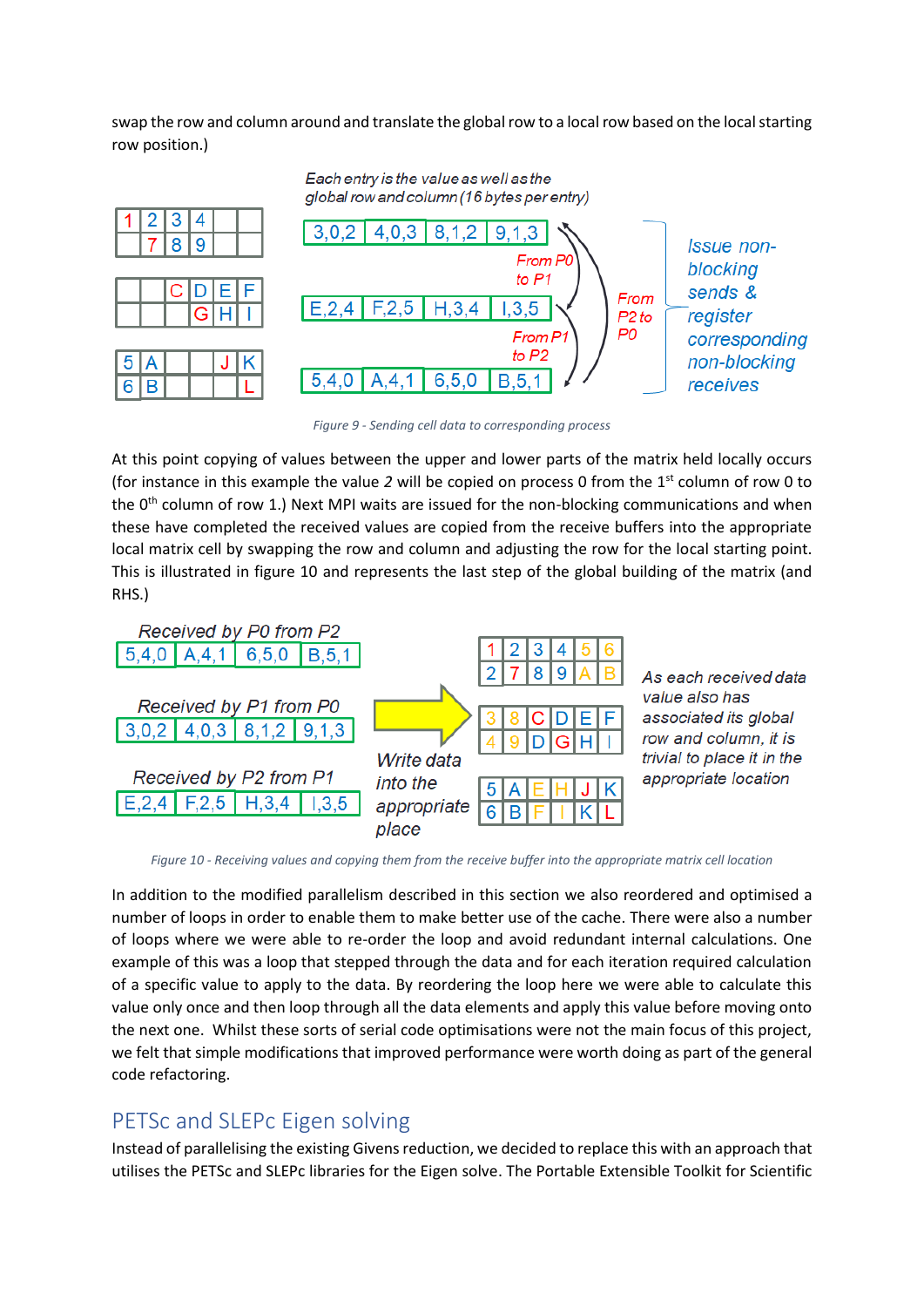swap the row and column around and translate the global row to a local row based on the local starting row position.)

Figure 9 - Sending cell data to corresponding process

At this point copying of values between the upper and lower parts of the matrix held locally occurs (for instance in this example the value *2* will be copied on process 0 from the 1st column of row 0 to the 0th column of row 1.) Next MPI waits are issued for the non-blocking communications and when these have completed the received values are copied from the receive buffers into the appropriate local matrix cell by swapping the row and column and adjusting the row for the local starting point. This is illustrated in figure 10 and represents the last step of the global building of the matrix (and RHS.)

Figure 10 - Receiving values and copying them from the receive buffer into the appropriate matrix cell location

In addition to the modified parallelism described in this section we also reordered and optimised a number of loops in order to enable them to make better use of the cache. There were also a number of loops where we were able to re-order the loop and avoid redundant internal calculations. One example of this was a loop that stepped through the data and for each iteration required calculation of a specific value to apply to the data. By reordering the loop here we were able to calculate this value only once and then loop through all the data elements and apply this value before moving onto the next one. Whilst these sorts of serial code optimisations were not the main focus of this project, we felt that simple modifications that improved performance were worth doing as part of the general code refactoring.

## PETSc and SLEPc Eigen solving

Instead of parallelising the existing Givens reduction, we decided to replace this with an approach that utilises the PETSc and SLEPc libraries for the Eigen solve. The Portable Extensible Toolkit for Scientific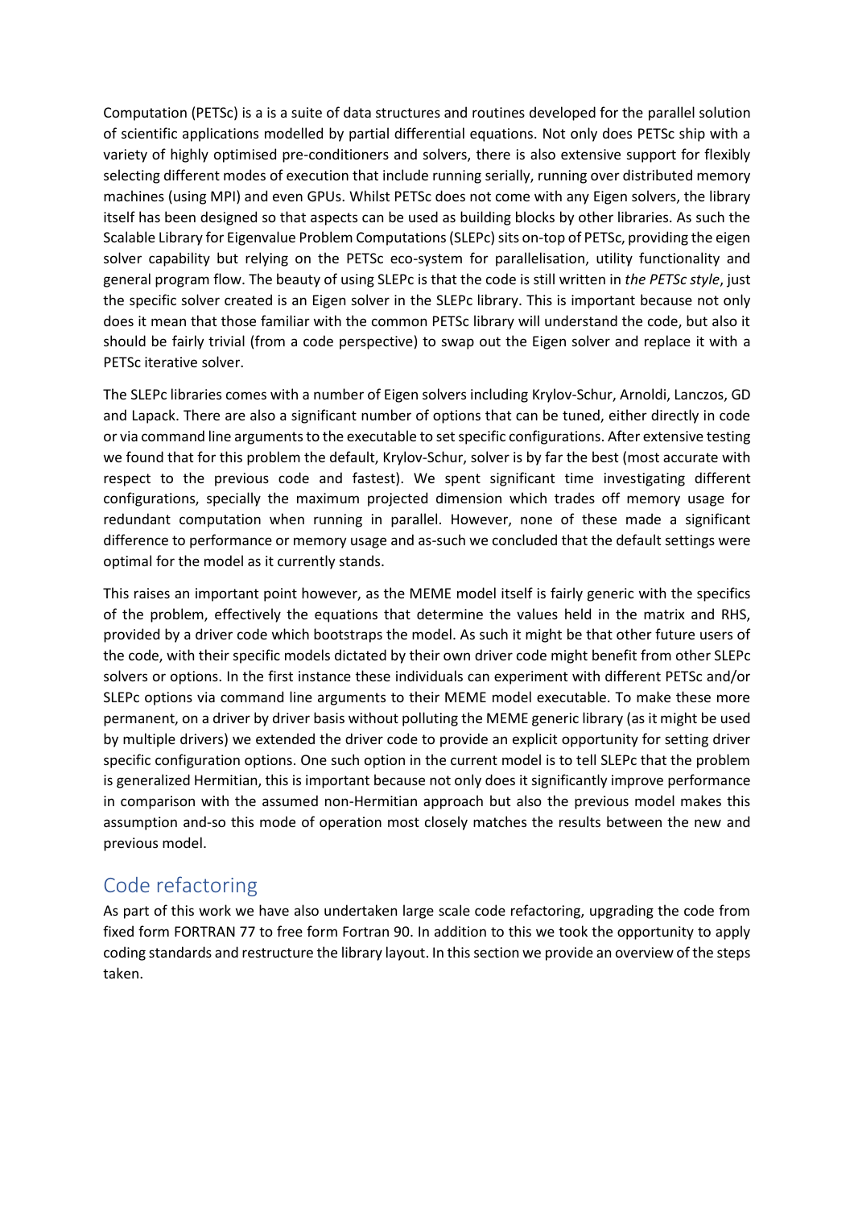Computation (PETSc) is a is a suite of data structures and routines developed for the parallel solution of scientific applications modelled by partial differential equations. Not only does PETSc ship with a variety of highly optimised pre-conditioners and solvers, there is also extensive support for flexibly selecting different modes of execution that include running serially, running over distributed memory machines (using MPI) and even GPUs. Whilst PETSc does not come with any Eigen solvers, the library itself has been designed so that aspects can be used as building blocks by other libraries. As such the Scalable Library for Eigenvalue Problem Computations (SLEPc) sits on-top of PETSc, providing the eigen solver capability but relying on the PETSc eco-system for parallelisation, utility functionality and general program flow. The beauty of using SLEPc is that the code is still written in *the PETSc style*, just the specific solver created is an Eigen solver in the SLEPc library. This is important because not only does it mean that those familiar with the common PETSc library will understand the code, but also it should be fairly trivial (from a code perspective) to swap out the Eigen solver and replace it with a PETSc iterative solver.

The SLEPc libraries comes with a number of Eigen solvers including Krylov-Schur, Arnoldi, Lanczos, GD and Lapack. There are also a significant number of options that can be tuned, either directly in code or via command line arguments to the executable to set specific configurations. After extensive testing we found that for this problem the default, Krylov-Schur, solver is by far the best (most accurate with respect to the previous code and fastest). We spent significant time investigating different configurations, specially the maximum projected dimension which trades off memory usage for redundant computation when running in parallel. However, none of these made a significant difference to performance or memory usage and as-such we concluded that the default settings were optimal for the model as it currently stands.

This raises an important point however, as the MEME model itself is fairly generic with the specifics of the problem, effectively the equations that determine the values held in the matrix and RHS, provided by a driver code which bootstraps the model. As such it might be that other future users of the code, with their specific models dictated by their own driver code might benefit from other SLEPc solvers or options. In the first instance these individuals can experiment with different PETSc and/or SLEPc options via command line arguments to their MEME model executable. To make these more permanent, on a driver by driver basis without polluting the MEME generic library (as it might be used by multiple drivers) we extended the driver code to provide an explicit opportunity for setting driver specific configuration options. One such option in the current model is to tell SLEPc that the problem is generalized Hermitian, this is important because not only does it significantly improve performance in comparison with the assumed non-Hermitian approach but also the previous model makes this assumption and-so this mode of operation most closely matches the results between the new and previous model.

## Code refactoring

As part of this work we have also undertaken large scale code refactoring, upgrading the code from fixed form FORTRAN 77 to free form Fortran 90. In addition to this we took the opportunity to apply coding standards and restructure the library layout. In this section we provide an overview of the steps taken.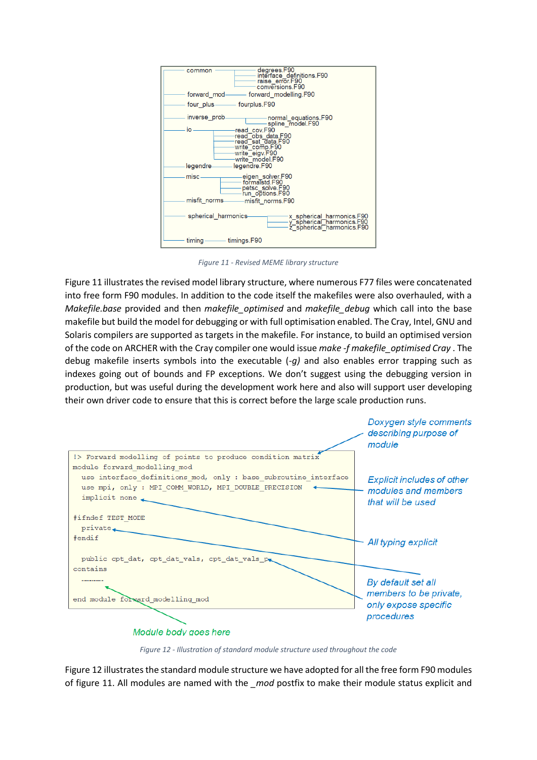```
common ─────────────── degrees.F90
                       interface_definitions.F90
                       raise_error.F90
                       conversions.F90
forward_mod ───────── forward_modelling.F90
four_plus ─────────── fourplus.F90
inverse_prob ──────── normal_equations.F90
                      spline_model.F90
io ────────────────── read_cov.F90
                      read_obs_data.F90
                      read_sat_data.F90
                      write_comp.F90
                      write_eigv.F90
                      write_model.F90
legendre ──────────── legendre.F90
misc ──────────────── eigen_solver.F90
                      formalstd.F90
                      petsc_solve.F90
                      run_options.F90
misfit_norms ──────── misfit_norms.F90
spherical_harmonics ─ x_spherical_harmonics.F90
                      y_spherical_harmonics.F90
                      z_spherical_harmonics.F90
timing ────────────── timings.F90
```

*Figure 11 - Revised MEME library structure*

Figure 11 illustrates the revised model library structure, where numerous F77 files were concatenated into free form F90 modules. In addition to the code itself the makefiles were also overhauled, with a *Makefile.base* provided and then *makefile_optimised* and *makefile_debug* which call into the base makefile but build the model for debugging or with full optimisation enabled. The Cray, Intel, GNU and Solaris compilers are supported as targets in the makefile. For instance, to build an optimised version of the code on ARCHER with the Cray compiler one would issue *make -f makefile_optimised Cray* . The debug makefile inserts symbols into the executable (*-g)* and also enables error trapping such as indexes going out of bounds and FP exceptions. We don't suggest using the debugging version in production, but was useful during the development work here and also will support user developing their own driver code to ensure that this is correct before the large scale production runs.

```fortran
!> Forward modelling of points to produce condition matrix
module forward_modelling_mod
  use interface_definitions_mod, only : base_subroutine_interface
  use mpi, only : MPI_COMM_WORLD, MPI_DOUBLE_PRECISION
  implicit none

#ifndef TEST_MODE
  private
#endif

  public cpt_dat, cpt_dat_vals, cpt_dat_vals_p
contains
  ..........

end module forward_modelling_mod
```

Annotations: *Doxygen style comments describing purpose of module*; *Explicit includes of other modules and members that will be used*; *All typing explicit*; *By default set all members to be private, only expose specific procedures*; *Module body goes here*

*Figure 12 - Illustration of standard module structure used throughout the code*

Figure 12 illustrates the standard module structure we have adopted for all the free form F90 modules of figure 11. All modules are named with the *_mod* postfix to make their module status explicit and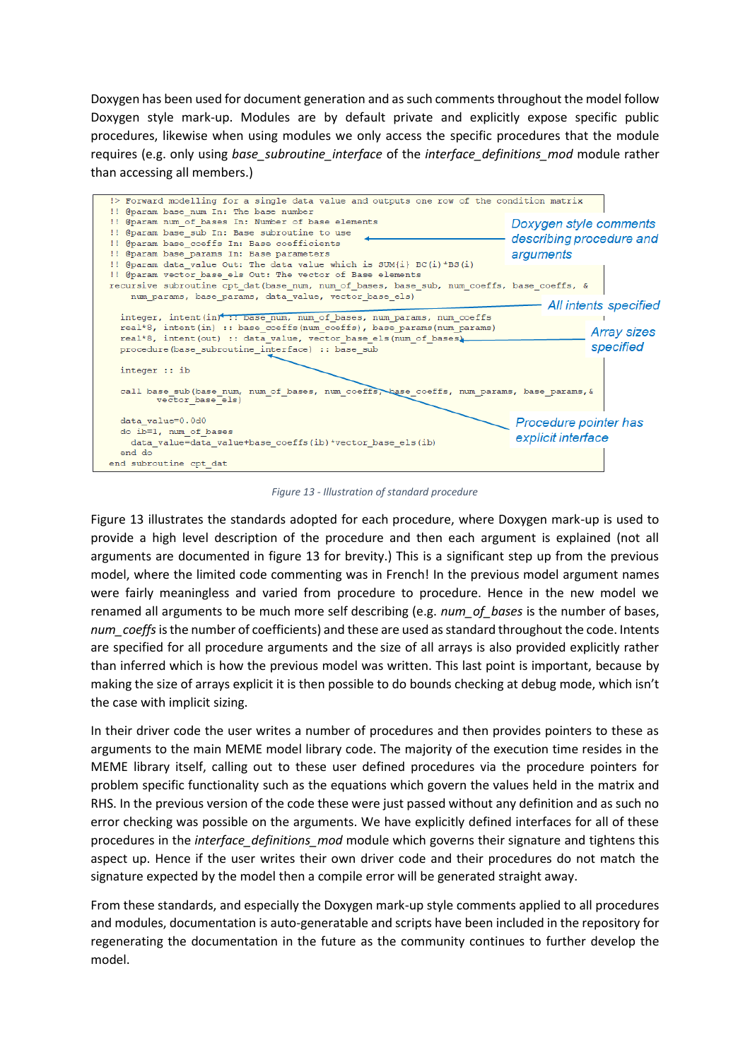Doxygen has been used for document generation and as such comments throughout the model follow Doxygen style mark-up. Modules are by default private and explicitly expose specific public procedures, likewise when using modules we only access the specific procedures that the module requires (e.g. only using *base_subroutine_interface* of the *interface_definitions_mod* module rather than accessing all members.)

```
!> Forward modelling for a single data value and outputs one row of the condition matrix
!! @param base_num In: The base number
!! @param num_of_bases In: Number of base elements
!! @param base_sub In: Base subroutine to use
!! @param base_coeffs In: Base coefficients
!! @param base_params In: Base parameters
!! @param data_value Out: The data value which is SUM{i} BC(i)*BS(i)
!! @param vector_base_els Out: The vector of Base elements
recursive subroutine cpt_dat(base_num, num_of_bases, base_sub, num_coeffs, base_coeffs, &
    num_params, base_params, data_value, vector_base_els)

  integer, intent(in) :: base_num, num_of_bases, num_params, num_coeffs
  real*8, intent(in) :: base_coeffs(num_coeffs), base_params(num_params)
  real*8, intent(out) :: data_value, vector_base_els(num_of_bases)
  procedure(base_subroutine_interface) :: base_sub

  integer :: ib

  call base_sub(base_num, num_of_bases, num_coeffs, base_coeffs, num_params, base_params,&
       vector_base_els)

  data_value=0.0d0
  do ib=1, num_of_bases
    data_value=data_value+base_coeffs(ib)*vector_base_els(ib)
  end do
end subroutine cpt_dat
```

*Annotations: Doxygen style comments describing procedure and arguments; All intents specified; Array sizes specified; Procedure pointer has explicit interface*

*Figure 13 - Illustration of standard procedure*

Figure 13 illustrates the standards adopted for each procedure, where Doxygen mark-up is used to provide a high level description of the procedure and then each argument is explained (not all arguments are documented in figure 13 for brevity.) This is a significant step up from the previous model, where the limited code commenting was in French! In the previous model argument names were fairly meaningless and varied from procedure to procedure. Hence in the new model we renamed all arguments to be much more self describing (e.g. *num_of_bases* is the number of bases, *num_coeffs* is the number of coefficients) and these are used as standard throughout the code. Intents are specified for all procedure arguments and the size of all arrays is also provided explicitly rather than inferred which is how the previous model was written. This last point is important, because by making the size of arrays explicit it is then possible to do bounds checking at debug mode, which isn't the case with implicit sizing.

In their driver code the user writes a number of procedures and then provides pointers to these as arguments to the main MEME model library code. The majority of the execution time resides in the MEME library itself, calling out to these user defined procedures via the procedure pointers for problem specific functionality such as the equations which govern the values held in the matrix and RHS. In the previous version of the code these were just passed without any definition and as such no error checking was possible on the arguments. We have explicitly defined interfaces for all of these procedures in the *interface_definitions_mod* module which governs their signature and tightens this aspect up. Hence if the user writes their own driver code and their procedures do not match the signature expected by the model then a compile error will be generated straight away.

From these standards, and especially the Doxygen mark-up style comments applied to all procedures and modules, documentation is auto-generatable and scripts have been included in the repository for regenerating the documentation in the future as the community continues to further develop the model.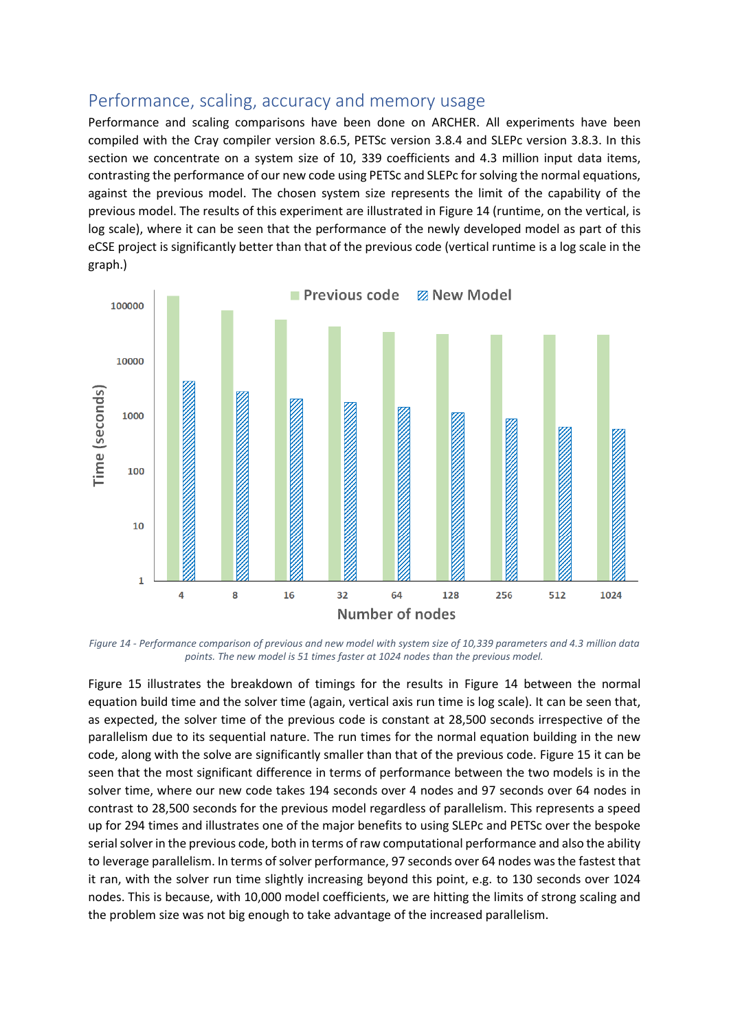## Performance, scaling, accuracy and memory usage

Performance and scaling comparisons have been done on ARCHER. All experiments have been compiled with the Cray compiler version 8.6.5, PETSc version 3.8.4 and SLEPc version 3.8.3. In this section we concentrate on a system size of 10, 339 coefficients and 4.3 million input data items, contrasting the performance of our new code using PETSc and SLEPc for solving the normal equations, against the previous model. The chosen system size represents the limit of the capability of the previous model. The results of this experiment are illustrated in Figure 14 (runtime, on the vertical, is log scale), where it can be seen that the performance of the newly developed model as part of this eCSE project is significantly better than that of the previous code (vertical runtime is a log scale in the graph.)

*Figure 14 - Performance comparison of previous and new model with system size of 10,339 parameters and 4.3 million data points. The new model is 51 times faster at 1024 nodes than the previous model.*

Figure 15 illustrates the breakdown of timings for the results in Figure 14 between the normal equation build time and the solver time (again, vertical axis run time is log scale). It can be seen that, as expected, the solver time of the previous code is constant at 28,500 seconds irrespective of the parallelism due to its sequential nature. The run times for the normal equation building in the new code, along with the solve are significantly smaller than that of the previous code. Figure 15 it can be seen that the most significant difference in terms of performance between the two models is in the solver time, where our new code takes 194 seconds over 4 nodes and 97 seconds over 64 nodes in contrast to 28,500 seconds for the previous model regardless of parallelism. This represents a speed up for 294 times and illustrates one of the major benefits to using SLEPc and PETSc over the bespoke serial solver in the previous code, both in terms of raw computational performance and also the ability to leverage parallelism. In terms of solver performance, 97 seconds over 64 nodes was the fastest that it ran, with the solver run time slightly increasing beyond this point, e.g. to 130 seconds over 1024 nodes. This is because, with 10,000 model coefficients, we are hitting the limits of strong scaling and the problem size was not big enough to take advantage of the increased parallelism.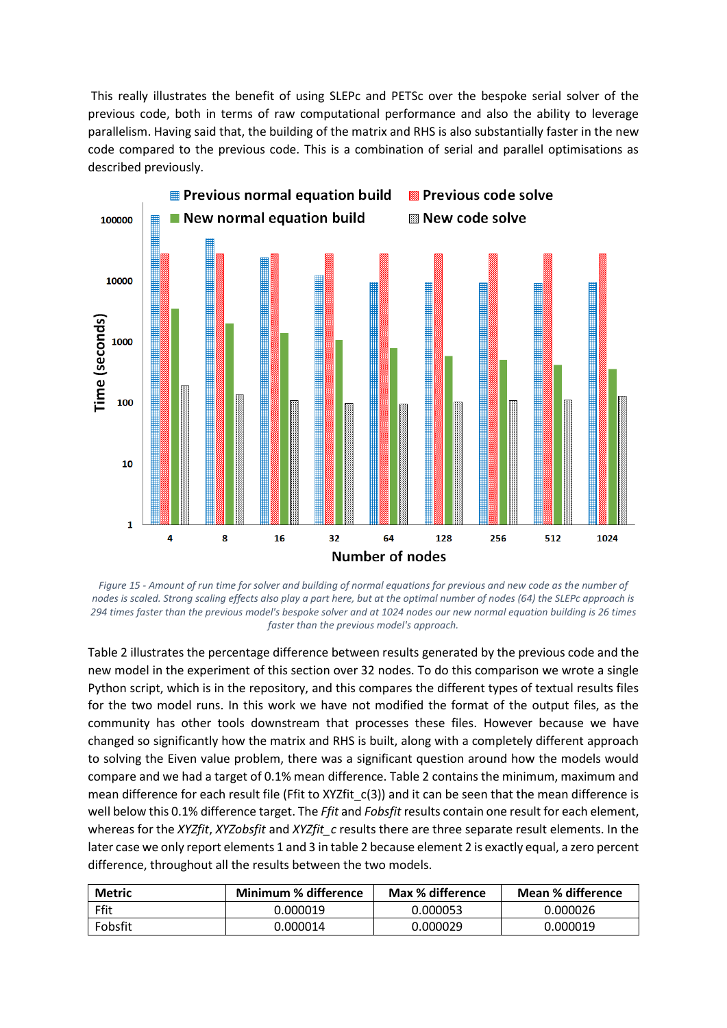This really illustrates the benefit of using SLEPc and PETSc over the bespoke serial solver of the previous code, both in terms of raw computational performance and also the ability to leverage parallelism. Having said that, the building of the matrix and RHS is also substantially faster in the new code compared to the previous code. This is a combination of serial and parallel optimisations as described previously.

*Figure 15 - Amount of run time for solver and building of normal equations for previous and new code as the number of nodes is scaled. Strong scaling effects also play a part here, but at the optimal number of nodes (64) the SLEPc approach is 294 times faster than the previous model's bespoke solver and at 1024 nodes our new normal equation building is 26 times faster than the previous model's approach.*

Table 2 illustrates the percentage difference between results generated by the previous code and the new model in the experiment of this section over 32 nodes. To do this comparison we wrote a single Python script, which is in the repository, and this compares the different types of textual results files for the two model runs. In this work we have not modified the format of the output files, as the community has other tools downstream that processes these files. However because we have changed so significantly how the matrix and RHS is built, along with a completely different approach to solving the Eiven value problem, there was a significant question around how the models would compare and we had a target of 0.1% mean difference. Table 2 contains the minimum, maximum and mean difference for each result file (Ffit to XYZfit_c(3)) and it can be seen that the mean difference is well below this 0.1% difference target. The *Ffit* and *Fobsfit* results contain one result for each element, whereas for the *XYZfit*, *XYZobsfit* and *XYZfit_c* results there are three separate result elements. In the later case we only report elements 1 and 3 in table 2 because element 2 is exactly equal, a zero percent difference, throughout all the results between the two models.

| Metric | Minimum % difference | Max % difference | Mean % difference |
|---|---|---|---|
| Ffit | 0.000019 | 0.000053 | 0.000026 |
| Fobsfit | 0.000014 | 0.000029 | 0.000019 |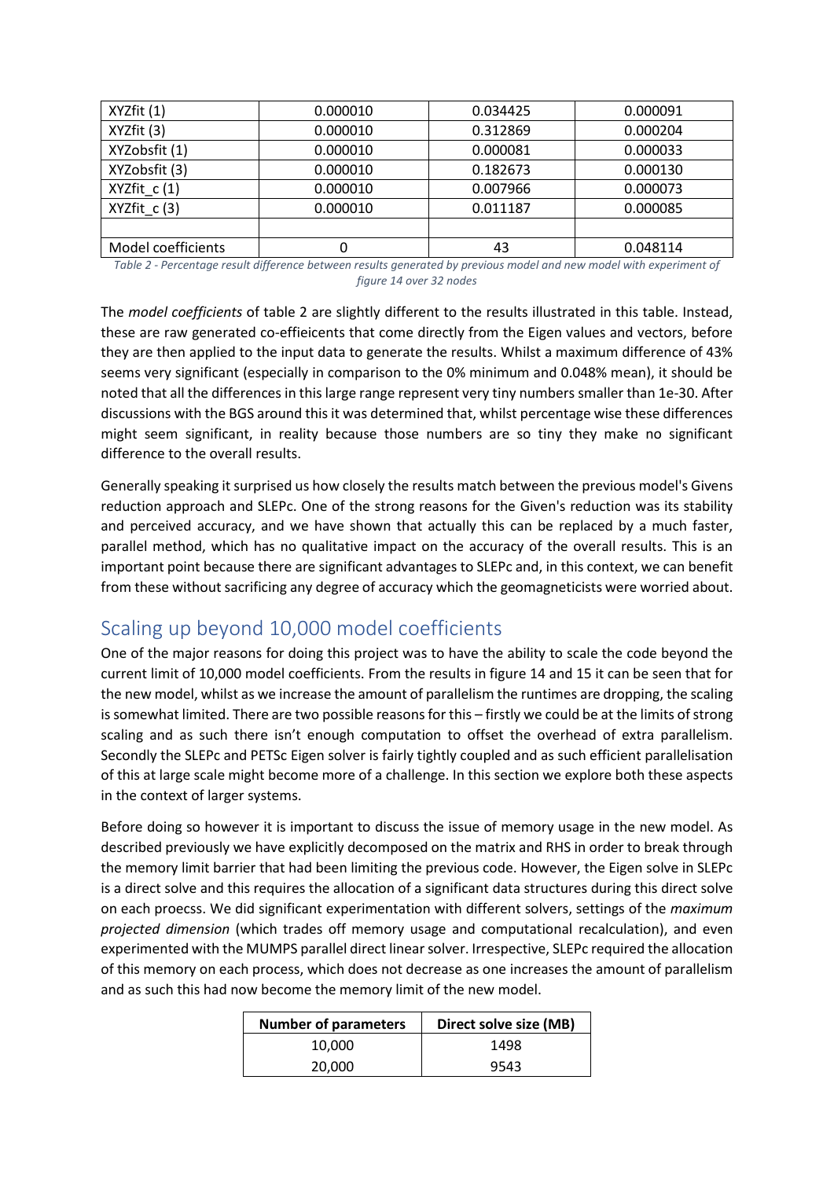| | | | |
|---|---|---|---|
| XYZfit (1) | 0.000010 | 0.034425 | 0.000091 |
| XYZfit (3) | 0.000010 | 0.312869 | 0.000204 |
| XYZobsfit (1) | 0.000010 | 0.000081 | 0.000033 |
| XYZobsfit (3) | 0.000010 | 0.182673 | 0.000130 |
| XYZfit_c (1) | 0.000010 | 0.007966 | 0.000073 |
| XYZfit_c (3) | 0.000010 | 0.011187 | 0.000085 |
| | | | |
| Model coefficients | 0 | 43 | 0.048114 |

*Table 2 - Percentage result difference between results generated by previous model and new model with experiment of figure 14 over 32 nodes*

The *model coefficients* of table 2 are slightly different to the results illustrated in this table. Instead, these are raw generated co-effieicents that come directly from the Eigen values and vectors, before they are then applied to the input data to generate the results. Whilst a maximum difference of 43% seems very significant (especially in comparison to the 0% minimum and 0.048% mean), it should be noted that all the differences in this large range represent very tiny numbers smaller than 1e-30. After discussions with the BGS around this it was determined that, whilst percentage wise these differences might seem significant, in reality because those numbers are so tiny they make no significant difference to the overall results.

Generally speaking it surprised us how closely the results match between the previous model's Givens reduction approach and SLEPc. One of the strong reasons for the Given's reduction was its stability and perceived accuracy, and we have shown that actually this can be replaced by a much faster, parallel method, which has no qualitative impact on the accuracy of the overall results. This is an important point because there are significant advantages to SLEPc and, in this context, we can benefit from these without sacrificing any degree of accuracy which the geomagneticists were worried about.

## Scaling up beyond 10,000 model coefficients

One of the major reasons for doing this project was to have the ability to scale the code beyond the current limit of 10,000 model coefficients. From the results in figure 14 and 15 it can be seen that for the new model, whilst as we increase the amount of parallelism the runtimes are dropping, the scaling is somewhat limited. There are two possible reasons for this – firstly we could be at the limits of strong scaling and as such there isn't enough computation to offset the overhead of extra parallelism. Secondly the SLEPc and PETSc Eigen solver is fairly tightly coupled and as such efficient parallelisation of this at large scale might become more of a challenge. In this section we explore both these aspects in the context of larger systems.

Before doing so however it is important to discuss the issue of memory usage in the new model. As described previously we have explicitly decomposed on the matrix and RHS in order to break through the memory limit barrier that had been limiting the previous code. However, the Eigen solve in SLEPc is a direct solve and this requires the allocation of a significant data structures during this direct solve on each proecss. We did significant experimentation with different solvers, settings of the *maximum projected dimension* (which trades off memory usage and computational recalculation), and even experimented with the MUMPS parallel direct linear solver. Irrespective, SLEPc required the allocation of this memory on each process, which does not decrease as one increases the amount of parallelism and as such this had now become the memory limit of the new model.

| Number of parameters | Direct solve size (MB) |
|---|---|
| 10,000 | 1498 |
| 20,000 | 9543 |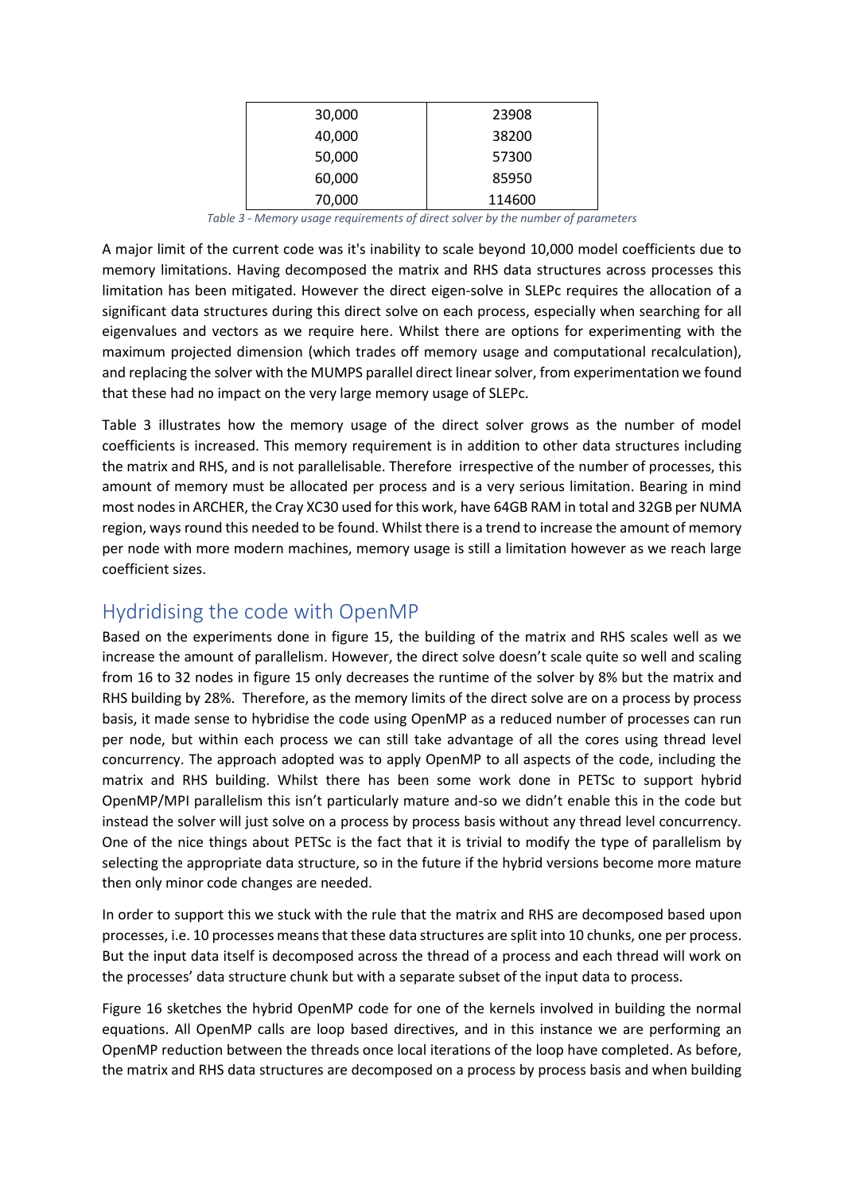| | |
|---|---|
| 30,000 | 23908 |
| 40,000 | 38200 |
| 50,000 | 57300 |
| 60,000 | 85950 |
| 70,000 | 114600 |

*Table 3 - Memory usage requirements of direct solver by the number of parameters*

A major limit of the current code was it's inability to scale beyond 10,000 model coefficients due to memory limitations. Having decomposed the matrix and RHS data structures across processes this limitation has been mitigated. However the direct eigen-solve in SLEPc requires the allocation of a significant data structures during this direct solve on each process, especially when searching for all eigenvalues and vectors as we require here. Whilst there are options for experimenting with the maximum projected dimension (which trades off memory usage and computational recalculation), and replacing the solver with the MUMPS parallel direct linear solver, from experimentation we found that these had no impact on the very large memory usage of SLEPc.

Table 3 illustrates how the memory usage of the direct solver grows as the number of model coefficients is increased. This memory requirement is in addition to other data structures including the matrix and RHS, and is not parallelisable. Therefore irrespective of the number of processes, this amount of memory must be allocated per process and is a very serious limitation. Bearing in mind most nodes in ARCHER, the Cray XC30 used for this work, have 64GB RAM in total and 32GB per NUMA region, ways round this needed to be found. Whilst there is a trend to increase the amount of memory per node with more modern machines, memory usage is still a limitation however as we reach large coefficient sizes.

## Hydridising the code with OpenMP

Based on the experiments done in figure 15, the building of the matrix and RHS scales well as we increase the amount of parallelism. However, the direct solve doesn't scale quite so well and scaling from 16 to 32 nodes in figure 15 only decreases the runtime of the solver by 8% but the matrix and RHS building by 28%. Therefore, as the memory limits of the direct solve are on a process by process basis, it made sense to hybridise the code using OpenMP as a reduced number of processes can run per node, but within each process we can still take advantage of all the cores using thread level concurrency. The approach adopted was to apply OpenMP to all aspects of the code, including the matrix and RHS building. Whilst there has been some work done in PETSc to support hybrid OpenMP/MPI parallelism this isn't particularly mature and-so we didn't enable this in the code but instead the solver will just solve on a process by process basis without any thread level concurrency. One of the nice things about PETSc is the fact that it is trivial to modify the type of parallelism by selecting the appropriate data structure, so in the future if the hybrid versions become more mature then only minor code changes are needed.

In order to support this we stuck with the rule that the matrix and RHS are decomposed based upon processes, i.e. 10 processes means that these data structures are split into 10 chunks, one per process. But the input data itself is decomposed across the thread of a process and each thread will work on the processes' data structure chunk but with a separate subset of the input data to process.

Figure 16 sketches the hybrid OpenMP code for one of the kernels involved in building the normal equations. All OpenMP calls are loop based directives, and in this instance we are performing an OpenMP reduction between the threads once local iterations of the loop have completed. As before, the matrix and RHS data structures are decomposed on a process by process basis and when building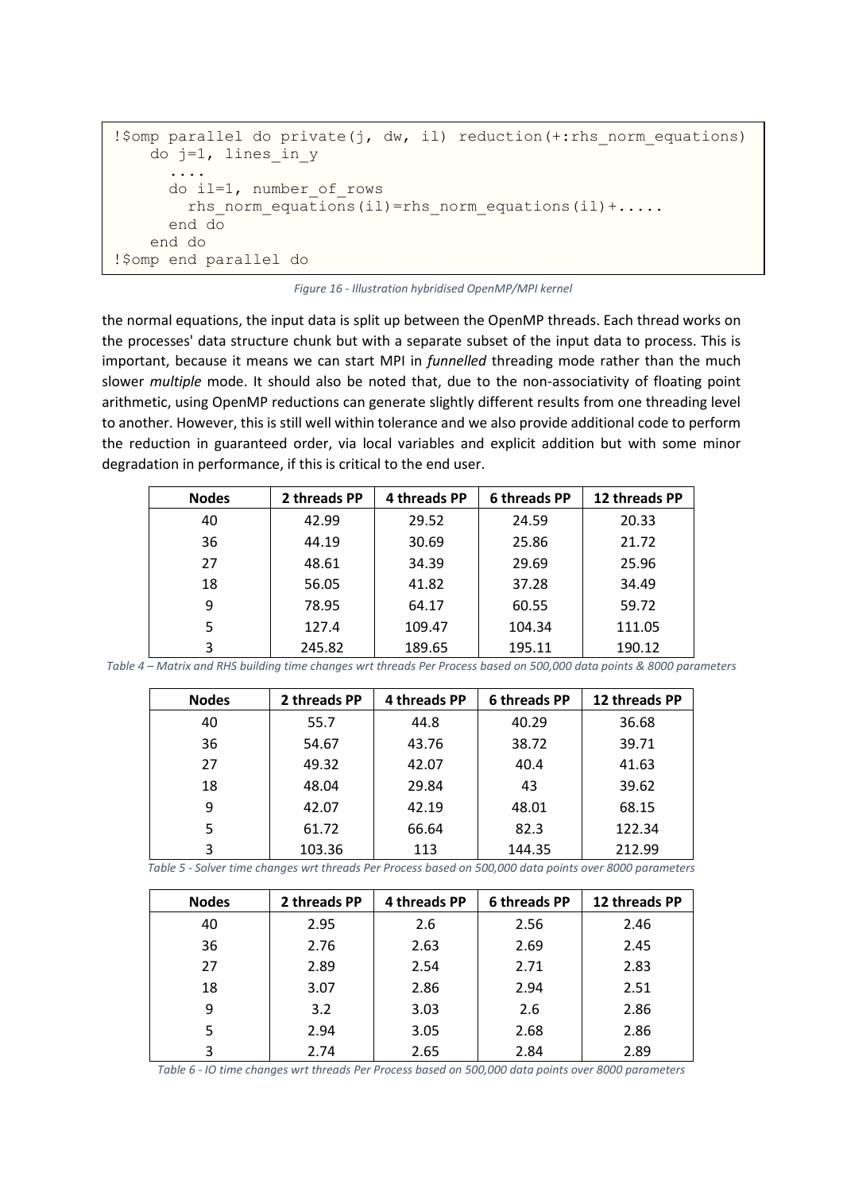```
!$omp parallel do private(j, dw, il) reduction(+:rhs_norm_equations)
    do j=1, lines_in_y
      ....
      do il=1, number_of_rows
        rhs_norm_equations(il)=rhs_norm_equations(il)+.....
      end do
    end do
!$omp end parallel do
```

*Figure 16 - Illustration hybridised OpenMP/MPI kernel*

the normal equations, the input data is split up between the OpenMP threads. Each thread works on the processes' data structure chunk but with a separate subset of the input data to process. This is important, because it means we can start MPI in *funnelled* threading mode rather than the much slower *multiple* mode. It should also be noted that, due to the non-associativity of floating point arithmetic, using OpenMP reductions can generate slightly different results from one threading level to another. However, this is still well within tolerance and we also provide additional code to perform the reduction in guaranteed order, via local variables and explicit addition but with some minor degradation in performance, if this is critical to the end user.

| Nodes | 2 threads PP | 4 threads PP | 6 threads PP | 12 threads PP |
|---|---|---|---|---|
| 40 | 42.99 | 29.52 | 24.59 | 20.33 |
| 36 | 44.19 | 30.69 | 25.86 | 21.72 |
| 27 | 48.61 | 34.39 | 29.69 | 25.96 |
| 18 | 56.05 | 41.82 | 37.28 | 34.49 |
| 9 | 78.95 | 64.17 | 60.55 | 59.72 |
| 5 | 127.4 | 109.47 | 104.34 | 111.05 |
| 3 | 245.82 | 189.65 | 195.11 | 190.12 |

*Table 4 – Matrix and RHS building time changes wrt threads Per Process based on 500,000 data points & 8000 parameters*

| Nodes | 2 threads PP | 4 threads PP | 6 threads PP | 12 threads PP |
|---|---|---|---|---|
| 40 | 55.7 | 44.8 | 40.29 | 36.68 |
| 36 | 54.67 | 43.76 | 38.72 | 39.71 |
| 27 | 49.32 | 42.07 | 40.4 | 41.63 |
| 18 | 48.04 | 29.84 | 43 | 39.62 |
| 9 | 42.07 | 42.19 | 48.01 | 68.15 |
| 5 | 61.72 | 66.64 | 82.3 | 122.34 |
| 3 | 103.36 | 113 | 144.35 | 212.99 |

*Table 5 - Solver time changes wrt threads Per Process based on 500,000 data points over 8000 parameters*

| Nodes | 2 threads PP | 4 threads PP | 6 threads PP | 12 threads PP |
|---|---|---|---|---|
| 40 | 2.95 | 2.6 | 2.56 | 2.46 |
| 36 | 2.76 | 2.63 | 2.69 | 2.45 |
| 27 | 2.89 | 2.54 | 2.71 | 2.83 |
| 18 | 3.07 | 2.86 | 2.94 | 2.51 |
| 9 | 3.2 | 3.03 | 2.6 | 2.86 |
| 5 | 2.94 | 3.05 | 2.68 | 2.86 |
| 3 | 2.74 | 2.65 | 2.84 | 2.89 |

*Table 6 - IO time changes wrt threads Per Process based on 500,000 data points over 8000 parameters*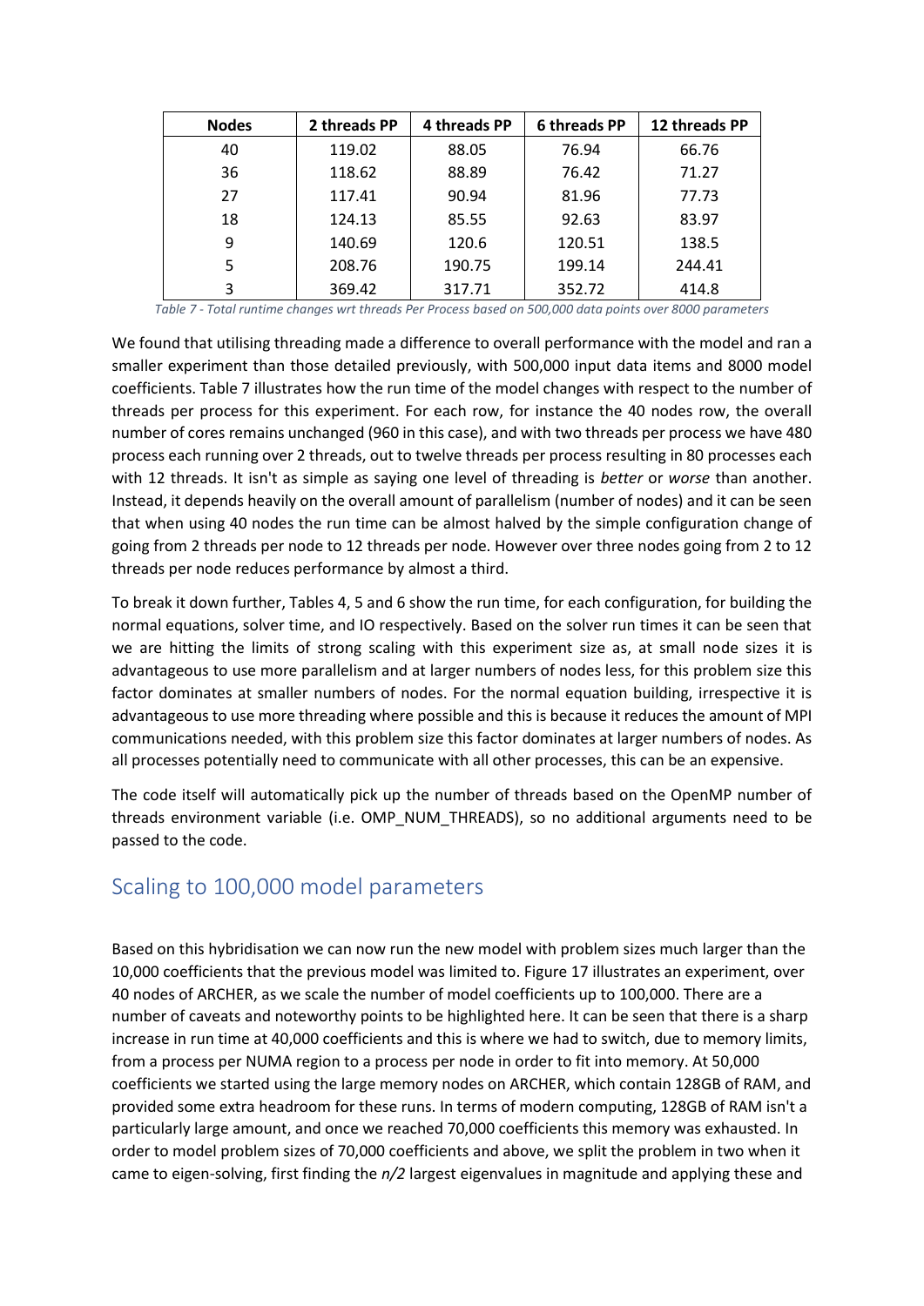| Nodes | 2 threads PP | 4 threads PP | 6 threads PP | 12 threads PP |
|---|---|---|---|---|
| 40 | 119.02 | 88.05 | 76.94 | 66.76 |
| 36 | 118.62 | 88.89 | 76.42 | 71.27 |
| 27 | 117.41 | 90.94 | 81.96 | 77.73 |
| 18 | 124.13 | 85.55 | 92.63 | 83.97 |
| 9 | 140.69 | 120.6 | 120.51 | 138.5 |
| 5 | 208.76 | 190.75 | 199.14 | 244.41 |
| 3 | 369.42 | 317.71 | 352.72 | 414.8 |

*Table 7 - Total runtime changes wrt threads Per Process based on 500,000 data points over 8000 parameters*

We found that utilising threading made a difference to overall performance with the model and ran a smaller experiment than those detailed previously, with 500,000 input data items and 8000 model coefficients. Table 7 illustrates how the run time of the model changes with respect to the number of threads per process for this experiment. For each row, for instance the 40 nodes row, the overall number of cores remains unchanged (960 in this case), and with two threads per process we have 480 process each running over 2 threads, out to twelve threads per process resulting in 80 processes each with 12 threads. It isn't as simple as saying one level of threading is *better* or *worse* than another. Instead, it depends heavily on the overall amount of parallelism (number of nodes) and it can be seen that when using 40 nodes the run time can be almost halved by the simple configuration change of going from 2 threads per node to 12 threads per node. However over three nodes going from 2 to 12 threads per node reduces performance by almost a third.

To break it down further, Tables 4, 5 and 6 show the run time, for each configuration, for building the normal equations, solver time, and IO respectively. Based on the solver run times it can be seen that we are hitting the limits of strong scaling with this experiment size as, at small node sizes it is advantageous to use more parallelism and at larger numbers of nodes less, for this problem size this factor dominates at smaller numbers of nodes. For the normal equation building, irrespective it is advantageous to use more threading where possible and this is because it reduces the amount of MPI communications needed, with this problem size this factor dominates at larger numbers of nodes. As all processes potentially need to communicate with all other processes, this can be an expensive.

The code itself will automatically pick up the number of threads based on the OpenMP number of threads environment variable (i.e. OMP_NUM_THREADS), so no additional arguments need to be passed to the code.

## Scaling to 100,000 model parameters

Based on this hybridisation we can now run the new model with problem sizes much larger than the 10,000 coefficients that the previous model was limited to. Figure 17 illustrates an experiment, over 40 nodes of ARCHER, as we scale the number of model coefficients up to 100,000. There are a number of caveats and noteworthy points to be highlighted here. It can be seen that there is a sharp increase in run time at 40,000 coefficients and this is where we had to switch, due to memory limits, from a process per NUMA region to a process per node in order to fit into memory. At 50,000 coefficients we started using the large memory nodes on ARCHER, which contain 128GB of RAM, and provided some extra headroom for these runs. In terms of modern computing, 128GB of RAM isn't a particularly large amount, and once we reached 70,000 coefficients this memory was exhausted. In order to model problem sizes of 70,000 coefficients and above, we split the problem in two when it came to eigen-solving, first finding the *n/2* largest eigenvalues in magnitude and applying these and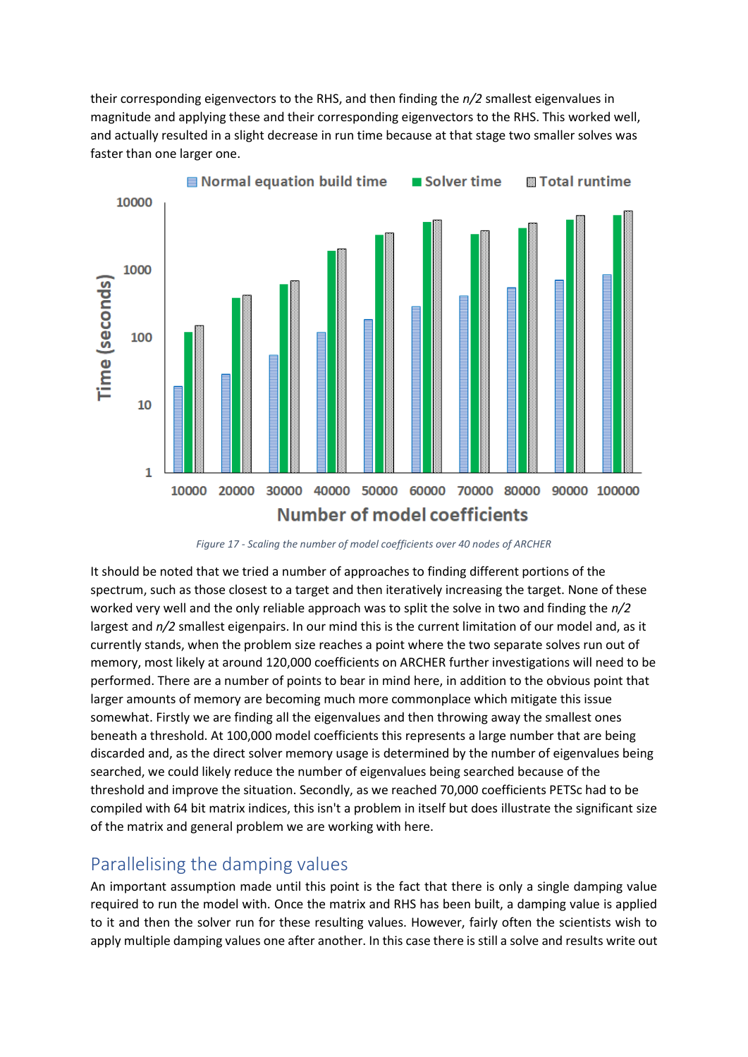their corresponding eigenvectors to the RHS, and then finding the *n/2* smallest eigenvalues in magnitude and applying these and their corresponding eigenvectors to the RHS. This worked well, and actually resulted in a slight decrease in run time because at that stage two smaller solves was faster than one larger one.

*Figure 17 - Scaling the number of model coefficients over 40 nodes of ARCHER*

It should be noted that we tried a number of approaches to finding different portions of the spectrum, such as those closest to a target and then iteratively increasing the target. None of these worked very well and the only reliable approach was to split the solve in two and finding the *n/2* largest and *n/2* smallest eigenpairs. In our mind this is the current limitation of our model and, as it currently stands, when the problem size reaches a point where the two separate solves run out of memory, most likely at around 120,000 coefficients on ARCHER further investigations will need to be performed. There are a number of points to bear in mind here, in addition to the obvious point that larger amounts of memory are becoming much more commonplace which mitigate this issue somewhat. Firstly we are finding all the eigenvalues and then throwing away the smallest ones beneath a threshold. At 100,000 model coefficients this represents a large number that are being discarded and, as the direct solver memory usage is determined by the number of eigenvalues being searched, we could likely reduce the number of eigenvalues being searched because of the threshold and improve the situation. Secondly, as we reached 70,000 coefficients PETSc had to be compiled with 64 bit matrix indices, this isn't a problem in itself but does illustrate the significant size of the matrix and general problem we are working with here.

## Parallelising the damping values

An important assumption made until this point is the fact that there is only a single damping value required to run the model with. Once the matrix and RHS has been built, a damping value is applied to it and then the solver run for these resulting values. However, fairly often the scientists wish to apply multiple damping values one after another. In this case there is still a solve and results write out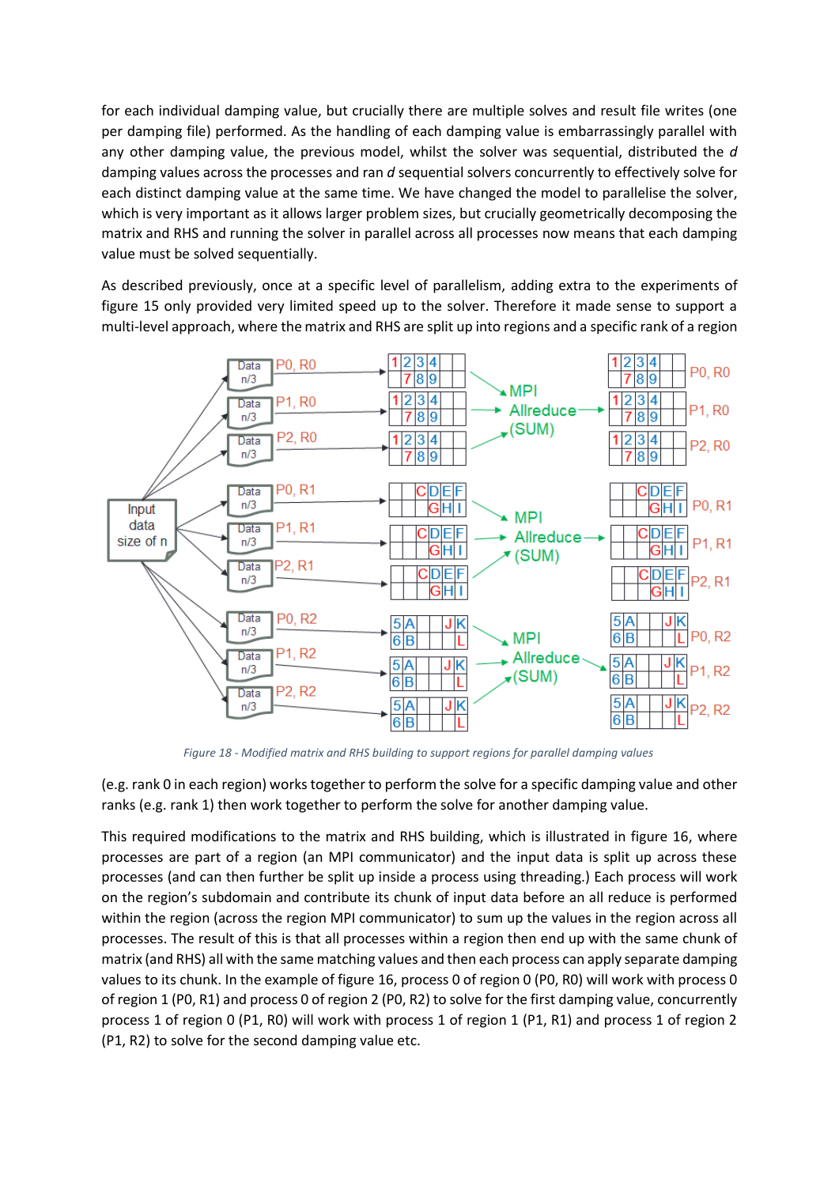for each individual damping value, but crucially there are multiple solves and result file writes (one per damping file) performed. As the handling of each damping value is embarrassingly parallel with any other damping value, the previous model, whilst the solver was sequential, distributed the *d* damping values across the processes and ran *d* sequential solvers concurrently to effectively solve for each distinct damping value at the same time. We have changed the model to parallelise the solver, which is very important as it allows larger problem sizes, but crucially geometrically decomposing the matrix and RHS and running the solver in parallel across all processes now means that each damping value must be solved sequentially.

As described previously, once at a specific level of parallelism, adding extra to the experiments of figure 15 only provided very limited speed up to the solver. Therefore it made sense to support a multi-level approach, where the matrix and RHS are split up into regions and a specific rank of a region

*Figure 18 - Modified matrix and RHS building to support regions for parallel damping values*

(e.g. rank 0 in each region) works together to perform the solve for a specific damping value and other ranks (e.g. rank 1) then work together to perform the solve for another damping value.

This required modifications to the matrix and RHS building, which is illustrated in figure 16, where processes are part of a region (an MPI communicator) and the input data is split up across these processes (and can then further be split up inside a process using threading.) Each process will work on the region's subdomain and contribute its chunk of input data before an all reduce is performed within the region (across the region MPI communicator) to sum up the values in the region across all processes. The result of this is that all processes within a region then end up with the same chunk of matrix (and RHS) all with the same matching values and then each process can apply separate damping values to its chunk. In the example of figure 16, process 0 of region 0 (P0, R0) will work with process 0 of region 1 (P0, R1) and process 0 of region 2 (P0, R2) to solve for the first damping value, concurrently process 1 of region 0 (P1, R0) will work with process 1 of region 1 (P1, R1) and process 1 of region 2 (P1, R2) to solve for the second damping value etc.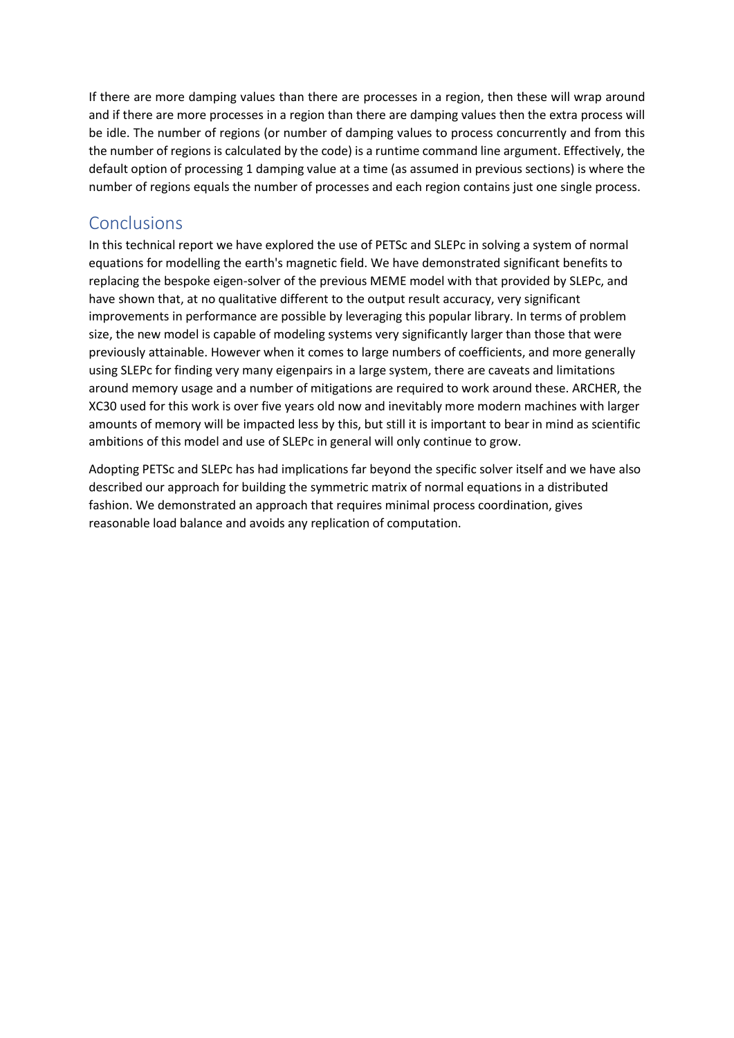If there are more damping values than there are processes in a region, then these will wrap around and if there are more processes in a region than there are damping values then the extra process will be idle. The number of regions (or number of damping values to process concurrently and from this the number of regions is calculated by the code) is a runtime command line argument. Effectively, the default option of processing 1 damping value at a time (as assumed in previous sections) is where the number of regions equals the number of processes and each region contains just one single process.

## Conclusions

In this technical report we have explored the use of PETSc and SLEPc in solving a system of normal equations for modelling the earth's magnetic field. We have demonstrated significant benefits to replacing the bespoke eigen-solver of the previous MEME model with that provided by SLEPc, and have shown that, at no qualitative different to the output result accuracy, very significant improvements in performance are possible by leveraging this popular library. In terms of problem size, the new model is capable of modeling systems very significantly larger than those that were previously attainable. However when it comes to large numbers of coefficients, and more generally using SLEPc for finding very many eigenpairs in a large system, there are caveats and limitations around memory usage and a number of mitigations are required to work around these. ARCHER, the XC30 used for this work is over five years old now and inevitably more modern machines with larger amounts of memory will be impacted less by this, but still it is important to bear in mind as scientific ambitions of this model and use of SLEPc in general will only continue to grow.

Adopting PETSc and SLEPc has had implications far beyond the specific solver itself and we have also described our approach for building the symmetric matrix of normal equations in a distributed fashion. We demonstrated an approach that requires minimal process coordination, gives reasonable load balance and avoids any replication of computation.